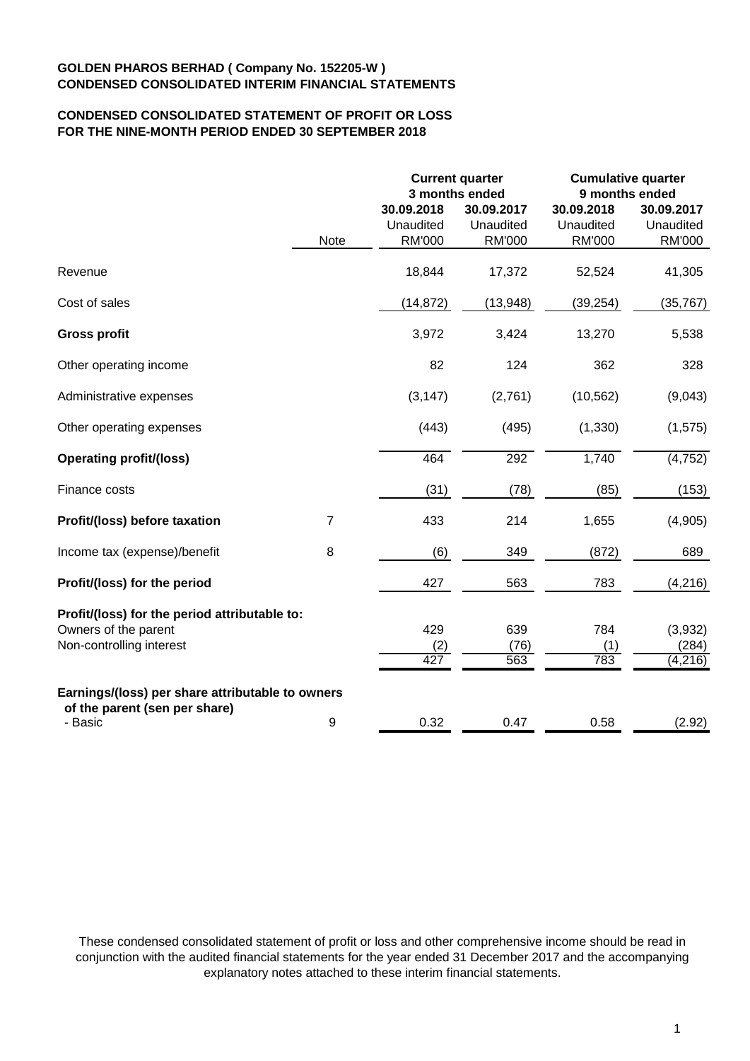**GOLDEN PHAROS BERHAD ( Company No. 152205-W )**
**CONDENSED CONSOLIDATED INTERIM FINANCIAL STATEMENTS**

**CONDENSED CONSOLIDATED STATEMENT OF PROFIT OR LOSS**
**FOR THE NINE-MONTH PERIOD ENDED 30 SEPTEMBER 2018**

| | | Current quarter 3 months ended | | Cumulative quarter 9 months ended | |
|---|---|---|---|---|---|
| | | 30.09.2018 | 30.09.2017 | 30.09.2018 | 30.09.2017 |
| | | Unaudited | Unaudited | Unaudited | Unaudited |
| | Note | RM'000 | RM'000 | RM'000 | RM'000 |
| Revenue | | 18,844 | 17,372 | 52,524 | 41,305 |
| Cost of sales | | (14,872) | (13,948) | (39,254) | (35,767) |
| **Gross profit** | | 3,972 | 3,424 | 13,270 | 5,538 |
| Other operating income | | 82 | 124 | 362 | 328 |
| Administrative expenses | | (3,147) | (2,761) | (10,562) | (9,043) |
| Other operating expenses | | (443) | (495) | (1,330) | (1,575) |
| **Operating profit/(loss)** | | 464 | 292 | 1,740 | (4,752) |
| Finance costs | | (31) | (78) | (85) | (153) |
| **Profit/(loss) before taxation** | 7 | 433 | 214 | 1,655 | (4,905) |
| Income tax (expense)/benefit | 8 | (6) | 349 | (872) | 689 |
| **Profit/(loss) for the period** | | 427 | 563 | 783 | (4,216) |
| **Profit/(loss) for the period attributable to:** | | | | | |
| Owners of the parent | | 429 | 639 | 784 | (3,932) |
| Non-controlling interest | | (2) | (76) | (1) | (284) |
| | | 427 | 563 | 783 | (4,216) |
| **Earnings/(loss) per share attributable to owners of the parent (sen per share)** | | | | | |
| - Basic | 9 | 0.32 | 0.47 | 0.58 | (2.92) |

These condensed consolidated statement of profit or loss and other comprehensive income should be read in conjunction with the audited financial statements for the year ended 31 December 2017 and the accompanying explanatory notes attached to these interim financial statements.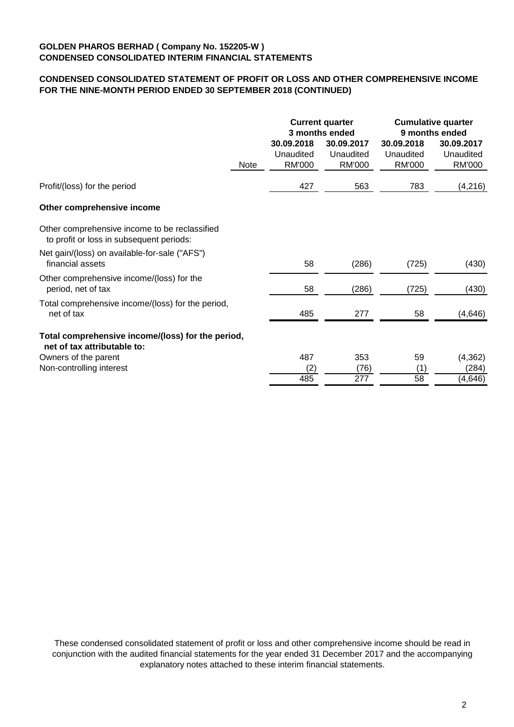**GOLDEN PHAROS BERHAD ( Company No. 152205-W )**
**CONDENSED CONSOLIDATED INTERIM FINANCIAL STATEMENTS**

**CONDENSED CONSOLIDATED STATEMENT OF PROFIT OR LOSS AND OTHER COMPREHENSIVE INCOME FOR THE NINE-MONTH PERIOD ENDED 30 SEPTEMBER 2018 (CONTINUED)**

| | | **Current quarter 3 months ended** | | **Cumulative quarter 9 months ended** | |
|---|---|---|---|---|---|
| | Note | **30.09.2018** Unaudited RM'000 | **30.09.2017** Unaudited RM'000 | **30.09.2018** Unaudited RM'000 | **30.09.2017** Unaudited RM'000 |
| Profit/(loss) for the period | | 427 | 563 | 783 | (4,216) |
| **Other comprehensive income** | | | | | |
| Other comprehensive income to be reclassified to profit or loss in subsequent periods: | | | | | |
| Net gain/(loss) on available-for-sale ("AFS") financial assets | | 58 | (286) | (725) | (430) |
| Other comprehensive income/(loss) for the period, net of tax | | 58 | (286) | (725) | (430) |
| Total comprehensive income/(loss) for the period, net of tax | | 485 | 277 | 58 | (4,646) |
| **Total comprehensive income/(loss) for the period, net of tax attributable to:** | | | | | |
| Owners of the parent | | 487 | 353 | 59 | (4,362) |
| Non-controlling interest | | (2) | (76) | (1) | (284) |
| | | 485 | 277 | 58 | (4,646) |

These condensed consolidated statement of profit or loss and other comprehensive income should be read in conjunction with the audited financial statements for the year ended 31 December 2017 and the accompanying explanatory notes attached to these interim financial statements.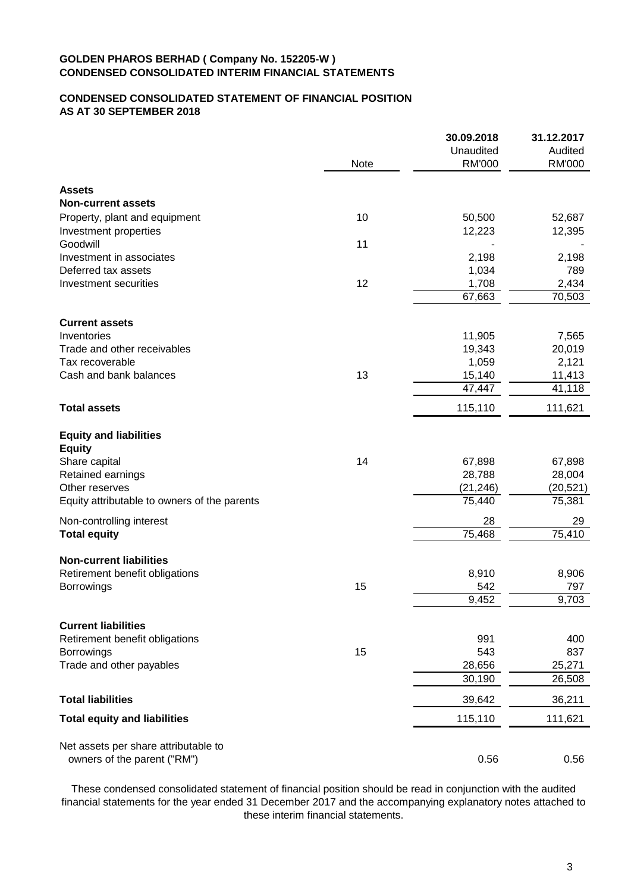**GOLDEN PHAROS BERHAD ( Company No. 152205-W )**
**CONDENSED CONSOLIDATED INTERIM FINANCIAL STATEMENTS**

## CONDENSED CONSOLIDATED STATEMENT OF FINANCIAL POSITION AS AT 30 SEPTEMBER 2018

| | Note | 30.09.2018 Unaudited RM'000 | 31.12.2017 Audited RM'000 |
|---|---|---|---|
| **Assets** | | | |
| **Non-current assets** | | | |
| Property, plant and equipment | 10 | 50,500 | 52,687 |
| Investment properties | | 12,223 | 12,395 |
| Goodwill | 11 | - | - |
| Investment in associates | | 2,198 | 2,198 |
| Deferred tax assets | | 1,034 | 789 |
| Investment securities | 12 | 1,708 | 2,434 |
| | | 67,663 | 70,503 |
| **Current assets** | | | |
| Inventories | | 11,905 | 7,565 |
| Trade and other receivables | | 19,343 | 20,019 |
| Tax recoverable | | 1,059 | 2,121 |
| Cash and bank balances | 13 | 15,140 | 11,413 |
| | | 47,447 | 41,118 |
| **Total assets** | | 115,110 | 111,621 |
| **Equity and liabilities** | | | |
| **Equity** | | | |
| Share capital | 14 | 67,898 | 67,898 |
| Retained earnings | | 28,788 | 28,004 |
| Other reserves | | (21,246) | (20,521) |
| Equity attributable to owners of the parents | | 75,440 | 75,381 |
| Non-controlling interest | | 28 | 29 |
| **Total equity** | | 75,468 | 75,410 |
| **Non-current liabilities** | | | |
| Retirement benefit obligations | | 8,910 | 8,906 |
| Borrowings | 15 | 542 | 797 |
| | | 9,452 | 9,703 |
| **Current liabilities** | | | |
| Retirement benefit obligations | | 991 | 400 |
| Borrowings | 15 | 543 | 837 |
| Trade and other payables | | 28,656 | 25,271 |
| | | 30,190 | 26,508 |
| **Total liabilities** | | 39,642 | 36,211 |
| **Total equity and liabilities** | | 115,110 | 111,621 |
| Net assets per share attributable to owners of the parent ("RM") | | 0.56 | 0.56 |

These condensed consolidated statement of financial position should be read in conjunction with the audited financial statements for the year ended 31 December 2017 and the accompanying explanatory notes attached to these interim financial statements.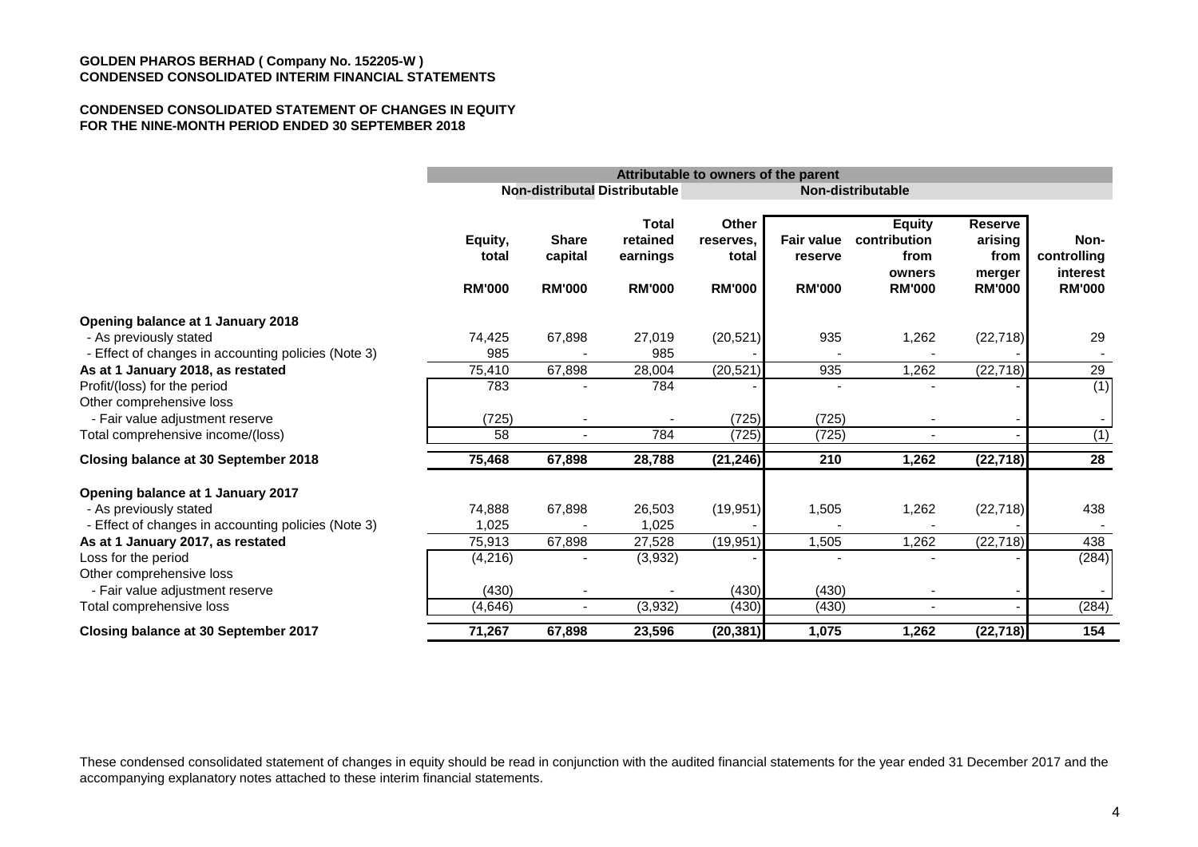**GOLDEN PHAROS BERHAD ( Company No. 152205-W )**
**CONDENSED CONSOLIDATED INTERIM FINANCIAL STATEMENTS**

**CONDENSED CONSOLIDATED STATEMENT OF CHANGES IN EQUITY**
**FOR THE NINE-MONTH PERIOD ENDED 30 SEPTEMBER 2018**

| | Attributable to owners of the parent | | | | | | | |
|---|---|---|---|---|---|---|---|---|
| | | Non-distributable | Distributable | Non-distributable | | | | |
| | Equity, total | Share capital | Total retained earnings | Other reserves, total | Fair value reserve | Equity contribution from owners | Reserve arising from merger | Non-controlling interest |
| | RM'000 | RM'000 | RM'000 | RM'000 | RM'000 | RM'000 | RM'000 | RM'000 |
| **Opening balance at 1 January 2018** | | | | | | | | |
| - As previously stated | 74,425 | 67,898 | 27,019 | (20,521) | 935 | 1,262 | (22,718) | 29 |
| - Effect of changes in accounting policies (Note 3) | 985 | - | 985 | - | - | - | - | - |
| **As at 1 January 2018, as restated** | 75,410 | 67,898 | 28,004 | (20,521) | 935 | 1,262 | (22,718) | 29 |
| Profit/(loss) for the period | 783 | - | 784 | - | - | - | - | (1) |
| Other comprehensive loss | | | | | | | | |
| - Fair value adjustment reserve | (725) | - | - | (725) | (725) | - | - | - |
| Total comprehensive income/(loss) | 58 | - | 784 | (725) | (725) | - | - | (1) |
| **Closing balance at 30 September 2018** | **75,468** | **67,898** | **28,788** | **(21,246)** | **210** | **1,262** | **(22,718)** | **28** |
| **Opening balance at 1 January 2017** | | | | | | | | |
| - As previously stated | 74,888 | 67,898 | 26,503 | (19,951) | 1,505 | 1,262 | (22,718) | 438 |
| - Effect of changes in accounting policies (Note 3) | 1,025 | - | 1,025 | - | - | - | - | - |
| **As at 1 January 2017, as restated** | 75,913 | 67,898 | 27,528 | (19,951) | 1,505 | 1,262 | (22,718) | 438 |
| Loss for the period | (4,216) | - | (3,932) | - | - | - | - | (284) |
| Other comprehensive loss | | | | | | | | |
| - Fair value adjustment reserve | (430) | - | - | (430) | (430) | - | - | - |
| Total comprehensive loss | (4,646) | - | (3,932) | (430) | (430) | - | - | (284) |
| **Closing balance at 30 September 2017** | **71,267** | **67,898** | **23,596** | **(20,381)** | **1,075** | **1,262** | **(22,718)** | **154** |

These condensed consolidated statement of changes in equity should be read in conjunction with the audited financial statements for the year ended 31 December 2017 and the accompanying explanatory notes attached to these interim financial statements.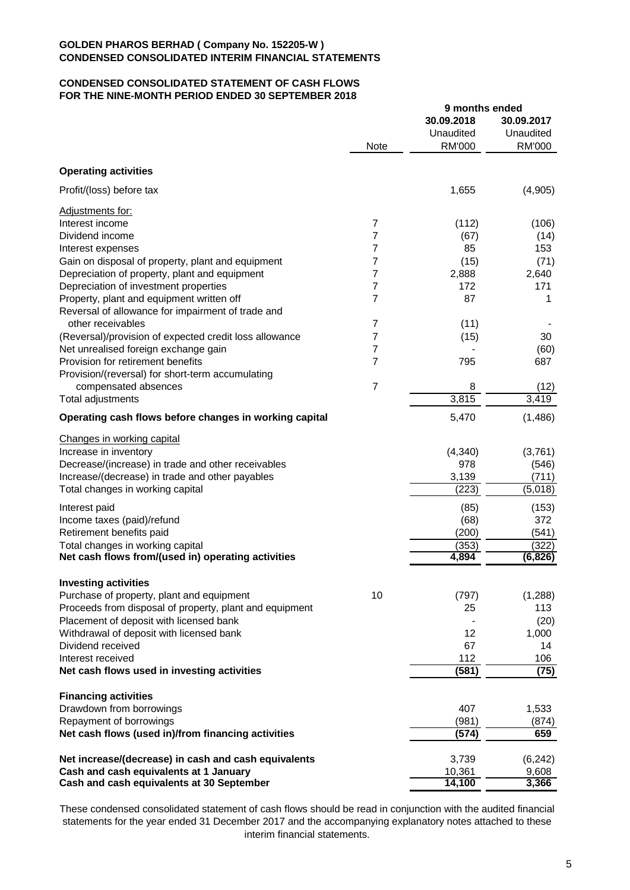**GOLDEN PHAROS BERHAD ( Company No. 152205-W )**
**CONDENSED CONSOLIDATED INTERIM FINANCIAL STATEMENTS**

**CONDENSED CONSOLIDATED STATEMENT OF CASH FLOWS**
**FOR THE NINE-MONTH PERIOD ENDED 30 SEPTEMBER 2018**

| | Note | 9 months ended | |
|---|---|---|---|
| | | **30.09.2018** | **30.09.2017** |
| | | Unaudited | Unaudited |
| | | RM'000 | RM'000 |
| **Operating activities** | | | |
| Profit/(loss) before tax | | 1,655 | (4,905) |
| Adjustments for: | | | |
| Interest income | 7 | (112) | (106) |
| Dividend income | 7 | (67) | (14) |
| Interest expenses | 7 | 85 | 153 |
| Gain on disposal of property, plant and equipment | 7 | (15) | (71) |
| Depreciation of property, plant and equipment | 7 | 2,888 | 2,640 |
| Depreciation of investment properties | 7 | 172 | 171 |
| Property, plant and equipment written off | 7 | 87 | 1 |
| Reversal of allowance for impairment of trade and other receivables | 7 | (11) | - |
| (Reversal)/provision of expected credit loss allowance | 7 | (15) | 30 |
| Net unrealised foreign exchange gain | 7 | - | (60) |
| Provision for retirement benefits | 7 | 795 | 687 |
| Provision/(reversal) for short-term accumulating compensated absences | 7 | 8 | (12) |
| Total adjustments | | 3,815 | 3,419 |
| **Operating cash flows before changes in working capital** | | 5,470 | (1,486) |
| Changes in working capital | | | |
| Increase in inventory | | (4,340) | (3,761) |
| Decrease/(increase) in trade and other receivables | | 978 | (546) |
| Increase/(decrease) in trade and other payables | | 3,139 | (711) |
| Total changes in working capital | | (223) | (5,018) |
| Interest paid | | (85) | (153) |
| Income taxes (paid)/refund | | (68) | 372 |
| Retirement benefits paid | | (200) | (541) |
| Total changes in working capital | | (353) | (322) |
| **Net cash flows from/(used in) operating activities** | | **4,894** | **(6,826)** |
| **Investing activities** | | | |
| Purchase of property, plant and equipment | 10 | (797) | (1,288) |
| Proceeds from disposal of property, plant and equipment | | 25 | 113 |
| Placement of deposit with licensed bank | | - | (20) |
| Withdrawal of deposit with licensed bank | | 12 | 1,000 |
| Dividend received | | 67 | 14 |
| Interest received | | 112 | 106 |
| **Net cash flows used in investing activities** | | **(581)** | **(75)** |
| **Financing activities** | | | |
| Drawdown from borrowings | | 407 | 1,533 |
| Repayment of borrowings | | (981) | (874) |
| **Net cash flows (used in)/from financing activities** | | **(574)** | **659** |
| **Net increase/(decrease) in cash and cash equivalents** | | 3,739 | (6,242) |
| **Cash and cash equivalents at 1 January** | | 10,361 | 9,608 |
| **Cash and cash equivalents at 30 September** | | **14,100** | **3,366** |

These condensed consolidated statement of cash flows should be read in conjunction with the audited financial statements for the year ended 31 December 2017 and the accompanying explanatory notes attached to these interim financial statements.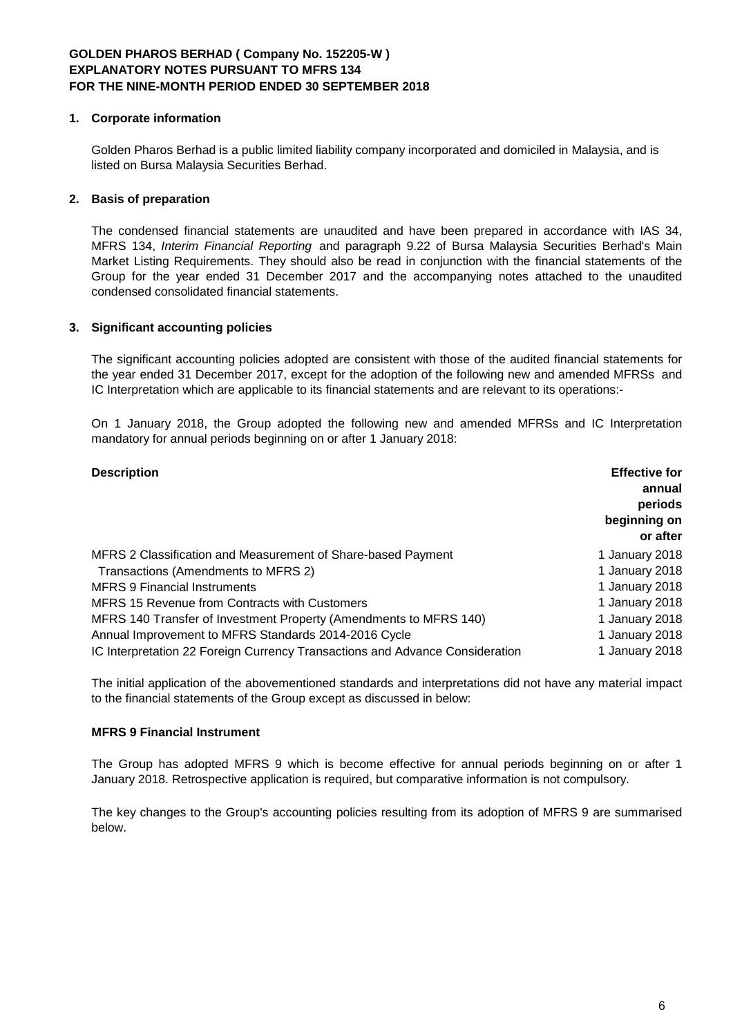**GOLDEN PHAROS BERHAD ( Company No. 152205-W )**
**EXPLANATORY NOTES PURSUANT TO MFRS 134**
**FOR THE NINE-MONTH PERIOD ENDED 30 SEPTEMBER 2018**

## 1. Corporate information

Golden Pharos Berhad is a public limited liability company incorporated and domiciled in Malaysia, and is listed on Bursa Malaysia Securities Berhad.

## 2. Basis of preparation

The condensed financial statements are unaudited and have been prepared in accordance with IAS 34, MFRS 134, *Interim Financial Reporting* and paragraph 9.22 of Bursa Malaysia Securities Berhad's Main Market Listing Requirements. They should also be read in conjunction with the financial statements of the Group for the year ended 31 December 2017 and the accompanying notes attached to the unaudited condensed consolidated financial statements.

## 3. Significant accounting policies

The significant accounting policies adopted are consistent with those of the audited financial statements for the year ended 31 December 2017, except for the adoption of the following new and amended MFRSs and IC Interpretation which are applicable to its financial statements and are relevant to its operations:-

On 1 January 2018, the Group adopted the following new and amended MFRSs and IC Interpretation mandatory for annual periods beginning on or after 1 January 2018:

| **Description** | **Effective for annual periods beginning on or after** |
|---|---|
| MFRS 2 Classification and Measurement of Share-based Payment | 1 January 2018 |
| Transactions (Amendments to MFRS 2) | 1 January 2018 |
| MFRS 9 Financial Instruments | 1 January 2018 |
| MFRS 15 Revenue from Contracts with Customers | 1 January 2018 |
| MFRS 140 Transfer of Investment Property (Amendments to MFRS 140) | 1 January 2018 |
| Annual Improvement to MFRS Standards 2014-2016 Cycle | 1 January 2018 |
| IC Interpretation 22 Foreign Currency Transactions and Advance Consideration | 1 January 2018 |

The initial application of the abovementioned standards and interpretations did not have any material impact to the financial statements of the Group except as discussed in below:

**MFRS 9 Financial Instrument**

The Group has adopted MFRS 9 which is become effective for annual periods beginning on or after 1 January 2018. Retrospective application is required, but comparative information is not compulsory.

The key changes to the Group's accounting policies resulting from its adoption of MFRS 9 are summarised below.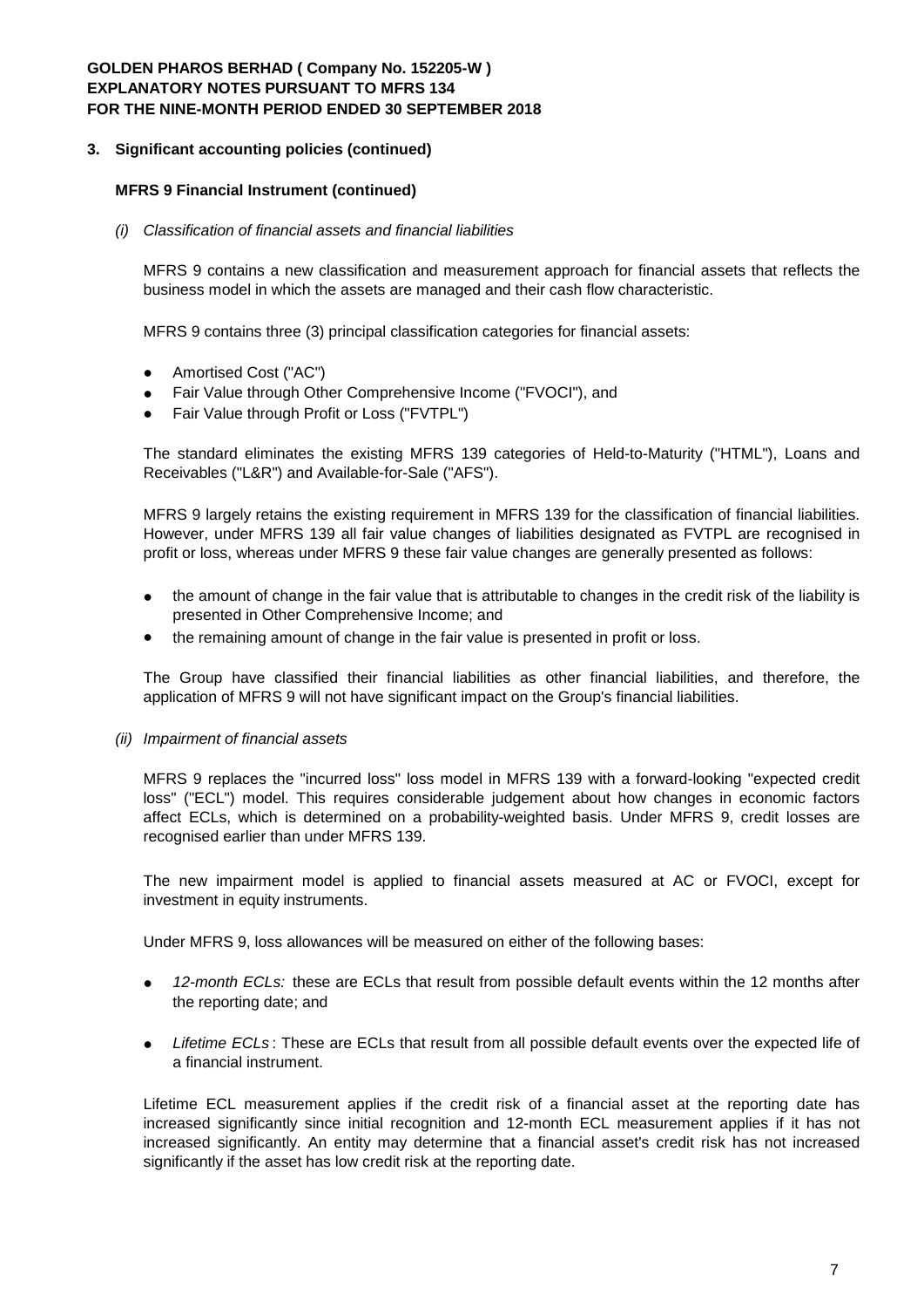**GOLDEN PHAROS BERHAD ( Company No. 152205-W )**
**EXPLANATORY NOTES PURSUANT TO MFRS 134**
**FOR THE NINE-MONTH PERIOD ENDED 30 SEPTEMBER 2018**

**3. Significant accounting policies (continued)**

**MFRS 9 Financial Instrument (continued)**

*(i) Classification of financial assets and financial liabilities*

MFRS 9 contains a new classification and measurement approach for financial assets that reflects the business model in which the assets are managed and their cash flow characteristic.

MFRS 9 contains three (3) principal classification categories for financial assets:

- Amortised Cost ("AC")
- Fair Value through Other Comprehensive Income ("FVOCI"), and
- Fair Value through Profit or Loss ("FVTPL")

The standard eliminates the existing MFRS 139 categories of Held-to-Maturity ("HTML"), Loans and Receivables ("L&R") and Available-for-Sale ("AFS").

MFRS 9 largely retains the existing requirement in MFRS 139 for the classification of financial liabilities. However, under MFRS 139 all fair value changes of liabilities designated as FVTPL are recognised in profit or loss, whereas under MFRS 9 these fair value changes are generally presented as follows:

- the amount of change in the fair value that is attributable to changes in the credit risk of the liability is presented in Other Comprehensive Income; and
- the remaining amount of change in the fair value is presented in profit or loss.

The Group have classified their financial liabilities as other financial liabilities, and therefore, the application of MFRS 9 will not have significant impact on the Group's financial liabilities.

*(ii) Impairment of financial assets*

MFRS 9 replaces the "incurred loss" loss model in MFRS 139 with a forward-looking "expected credit loss" ("ECL") model. This requires considerable judgement about how changes in economic factors affect ECLs, which is determined on a probability-weighted basis. Under MFRS 9, credit losses are recognised earlier than under MFRS 139.

The new impairment model is applied to financial assets measured at AC or FVOCI, except for investment in equity instruments.

Under MFRS 9, loss allowances will be measured on either of the following bases:

- *12-month ECLs:* these are ECLs that result from possible default events within the 12 months after the reporting date; and
- *Lifetime ECLs* : These are ECLs that result from all possible default events over the expected life of a financial instrument.

Lifetime ECL measurement applies if the credit risk of a financial asset at the reporting date has increased significantly since initial recognition and 12-month ECL measurement applies if it has not increased significantly. An entity may determine that a financial asset's credit risk has not increased significantly if the asset has low credit risk at the reporting date.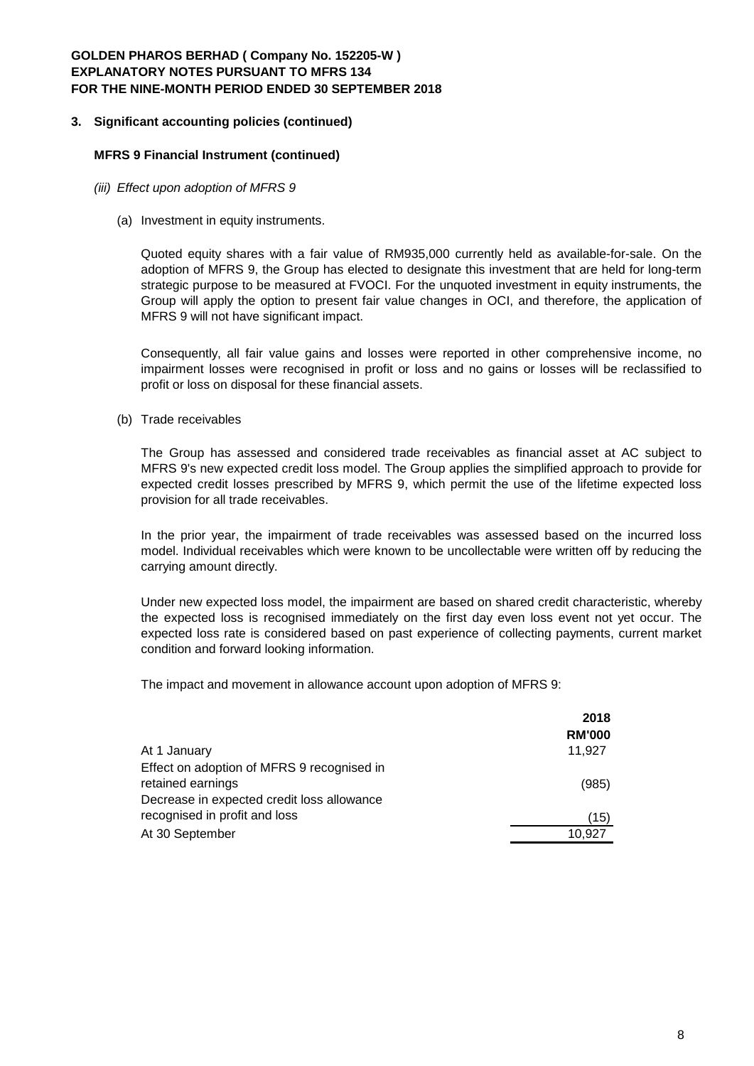**GOLDEN PHAROS BERHAD ( Company No. 152205-W )**
**EXPLANATORY NOTES PURSUANT TO MFRS 134**
**FOR THE NINE-MONTH PERIOD ENDED 30 SEPTEMBER 2018**

## 3. Significant accounting policies (continued)

### MFRS 9 Financial Instrument (continued)

*(iii) Effect upon adoption of MFRS 9*

(a) Investment in equity instruments.

Quoted equity shares with a fair value of RM935,000 currently held as available-for-sale. On the adoption of MFRS 9, the Group has elected to designate this investment that are held for long-term strategic purpose to be measured at FVOCI. For the unquoted investment in equity instruments, the Group will apply the option to present fair value changes in OCI, and therefore, the application of MFRS 9 will not have significant impact.

Consequently, all fair value gains and losses were reported in other comprehensive income, no impairment losses were recognised in profit or loss and no gains or losses will be reclassified to profit or loss on disposal for these financial assets.

(b) Trade receivables

The Group has assessed and considered trade receivables as financial asset at AC subject to MFRS 9's new expected credit loss model. The Group applies the simplified approach to provide for expected credit losses prescribed by MFRS 9, which permit the use of the lifetime expected loss provision for all trade receivables.

In the prior year, the impairment of trade receivables was assessed based on the incurred loss model. Individual receivables which were known to be uncollectable were written off by reducing the carrying amount directly.

Under new expected loss model, the impairment are based on shared credit characteristic, whereby the expected loss is recognised immediately on the first day even loss event not yet occur. The expected loss rate is considered based on past experience of collecting payments, current market condition and forward looking information.

The impact and movement in allowance account upon adoption of MFRS 9:

| | 2018 RM'000 |
|---|---|
| At 1 January | 11,927 |
| Effect on adoption of MFRS 9 recognised in retained earnings | (985) |
| Decrease in expected credit loss allowance recognised in profit and loss | (15) |
| At 30 September | 10,927 |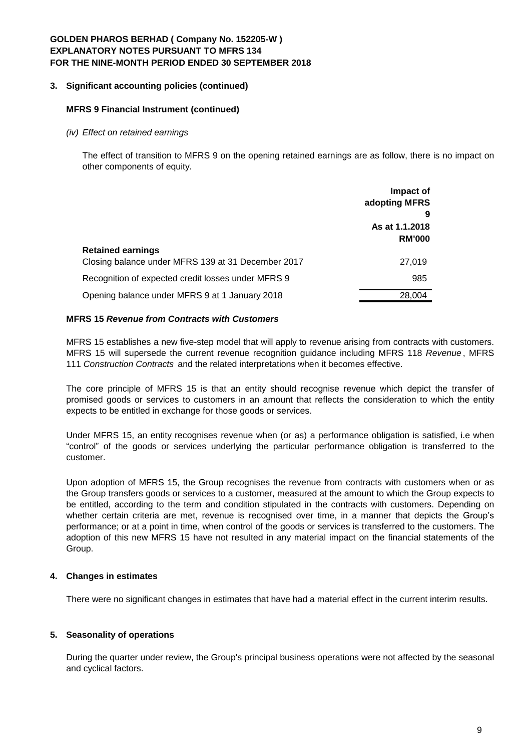### 3. Significant accounting policies (continued)

**MFRS 9 Financial Instrument (continued)**

*(iv) Effect on retained earnings*

The effect of transition to MFRS 9 on the opening retained earnings are as follow, there is no impact on other components of equity.

| | Impact of adopting MFRS 9 As at 1.1.2018 RM'000 |
|---|---|
| **Retained earnings** | |
| Closing balance under MFRS 139 at 31 December 2017 | 27,019 |
| Recognition of expected credit losses under MFRS 9 | 985 |
| Opening balance under MFRS 9 at 1 January 2018 | 28,004 |

**MFRS 15 *Revenue from Contracts with Customers***

MFRS 15 establishes a new five-step model that will apply to revenue arising from contracts with customers. MFRS 15 will supersede the current revenue recognition guidance including MFRS 118 *Revenue*, MFRS 111 *Construction Contracts* and the related interpretations when it becomes effective.

The core principle of MFRS 15 is that an entity should recognise revenue which depict the transfer of promised goods or services to customers in an amount that reflects the consideration to which the entity expects to be entitled in exchange for those goods or services.

Under MFRS 15, an entity recognises revenue when (or as) a performance obligation is satisfied, i.e when "control" of the goods or services underlying the particular performance obligation is transferred to the customer.

Upon adoption of MFRS 15, the Group recognises the revenue from contracts with customers when or as the Group transfers goods or services to a customer, measured at the amount to which the Group expects to be entitled, according to the term and condition stipulated in the contracts with customers. Depending on whether certain criteria are met, revenue is recognised over time, in a manner that depicts the Group's performance; or at a point in time, when control of the goods or services is transferred to the customers. The adoption of this new MFRS 15 have not resulted in any material impact on the financial statements of the Group.

### 4. Changes in estimates

There were no significant changes in estimates that have had a material effect in the current interim results.

### 5. Seasonality of operations

During the quarter under review, the Group's principal business operations were not affected by the seasonal and cyclical factors.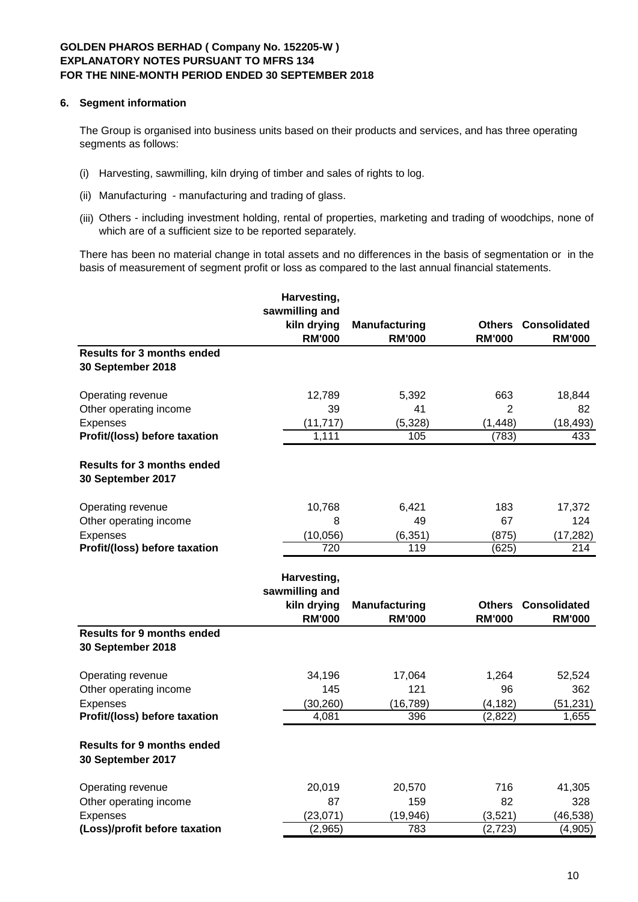**GOLDEN PHAROS BERHAD ( Company No. 152205-W )**
**EXPLANATORY NOTES PURSUANT TO MFRS 134**
**FOR THE NINE-MONTH PERIOD ENDED 30 SEPTEMBER 2018**

## 6. Segment information

The Group is organised into business units based on their products and services, and has three operating segments as follows:

(i) Harvesting, sawmilling, kiln drying of timber and sales of rights to log.

(ii) Manufacturing - manufacturing and trading of glass.

(iii) Others - including investment holding, rental of properties, marketing and trading of woodchips, none of which are of a sufficient size to be reported separately.

There has been no material change in total assets and no differences in the basis of segmentation or in the basis of measurement of segment profit or loss as compared to the last annual financial statements.

| | Harvesting, sawmilling and kiln drying RM'000 | Manufacturing RM'000 | Others RM'000 | Consolidated RM'000 |
|---|---|---|---|---|
| **Results for 3 months ended 30 September 2018** | | | | |
| Operating revenue | 12,789 | 5,392 | 663 | 18,844 |
| Other operating income | 39 | 41 | 2 | 82 |
| Expenses | (11,717) | (5,328) | (1,448) | (18,493) |
| **Profit/(loss) before taxation** | 1,111 | 105 | (783) | 433 |
| **Results for 3 months ended 30 September 2017** | | | | |
| Operating revenue | 10,768 | 6,421 | 183 | 17,372 |
| Other operating income | 8 | 49 | 67 | 124 |
| Expenses | (10,056) | (6,351) | (875) | (17,282) |
| **Profit/(loss) before taxation** | 720 | 119 | (625) | 214 |

| | Harvesting, sawmilling and kiln drying RM'000 | Manufacturing RM'000 | Others RM'000 | Consolidated RM'000 |
|---|---|---|---|---|
| **Results for 9 months ended 30 September 2018** | | | | |
| Operating revenue | 34,196 | 17,064 | 1,264 | 52,524 |
| Other operating income | 145 | 121 | 96 | 362 |
| Expenses | (30,260) | (16,789) | (4,182) | (51,231) |
| **Profit/(loss) before taxation** | 4,081 | 396 | (2,822) | 1,655 |
| **Results for 9 months ended 30 September 2017** | | | | |
| Operating revenue | 20,019 | 20,570 | 716 | 41,305 |
| Other operating income | 87 | 159 | 82 | 328 |
| Expenses | (23,071) | (19,946) | (3,521) | (46,538) |
| **(Loss)/profit before taxation** | (2,965) | 783 | (2,723) | (4,905) |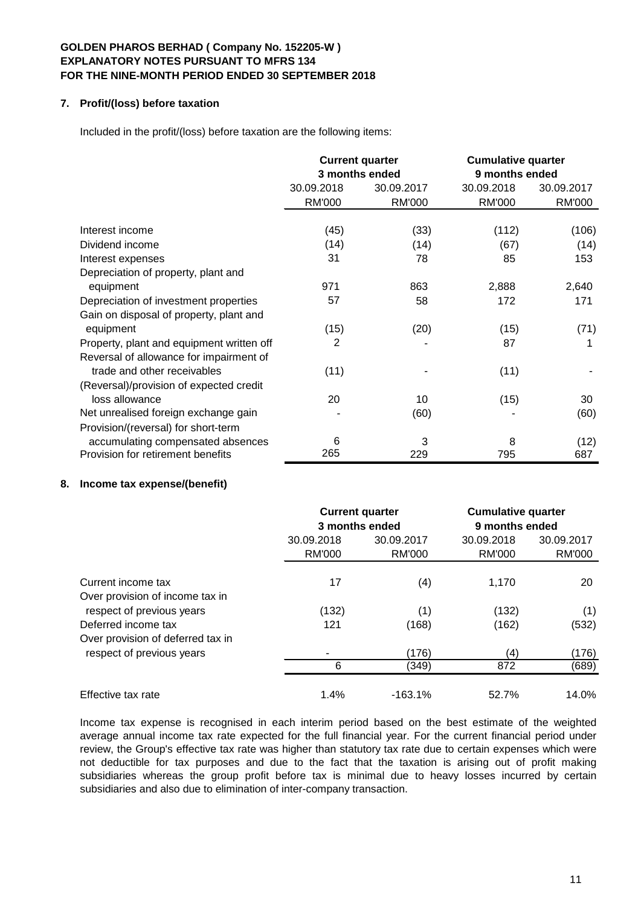**GOLDEN PHAROS BERHAD ( Company No. 152205-W )**
**EXPLANATORY NOTES PURSUANT TO MFRS 134**
**FOR THE NINE-MONTH PERIOD ENDED 30 SEPTEMBER 2018**

## 7. Profit/(loss) before taxation

Included in the profit/(loss) before taxation are the following items:

| | Current quarter 3 months ended | | Cumulative quarter 9 months ended | |
|---|---|---|---|---|
| | 30.09.2018 | 30.09.2017 | 30.09.2018 | 30.09.2017 |
| | RM'000 | RM'000 | RM'000 | RM'000 |
| Interest income | (45) | (33) | (112) | (106) |
| Dividend income | (14) | (14) | (67) | (14) |
| Interest expenses | 31 | 78 | 85 | 153 |
| Depreciation of property, plant and equipment | 971 | 863 | 2,888 | 2,640 |
| Depreciation of investment properties | 57 | 58 | 172 | 171 |
| Gain on disposal of property, plant and equipment | (15) | (20) | (15) | (71) |
| Property, plant and equipment written off | 2 | - | 87 | 1 |
| Reversal of allowance for impairment of trade and other receivables | (11) | - | (11) | - |
| (Reversal)/provision of expected credit loss allowance | 20 | 10 | (15) | 30 |
| Net unrealised foreign exchange gain | - | (60) | - | (60) |
| Provision/(reversal) for short-term accumulating compensated absences | 6 | 3 | 8 | (12) |
| Provision for retirement benefits | 265 | 229 | 795 | 687 |

## 8. Income tax expense/(benefit)

| | Current quarter 3 months ended | | Cumulative quarter 9 months ended | |
|---|---|---|---|---|
| | 30.09.2018 | 30.09.2017 | 30.09.2018 | 30.09.2017 |
| | RM'000 | RM'000 | RM'000 | RM'000 |
| Current income tax | 17 | (4) | 1,170 | 20 |
| Over provision of income tax in respect of previous years | (132) | (1) | (132) | (1) |
| Deferred income tax | 121 | (168) | (162) | (532) |
| Over provision of deferred tax in respect of previous years | - | (176) | (4) | (176) |
| | 6 | (349) | 872 | (689) |
| Effective tax rate | 1.4% | -163.1% | 52.7% | 14.0% |

Income tax expense is recognised in each interim period based on the best estimate of the weighted average annual income tax rate expected for the full financial year. For the current financial period under review, the Group's effective tax rate was higher than statutory tax rate due to certain expenses which were not deductible for tax purposes and due to the fact that the taxation is arising out of profit making subsidiaries whereas the group profit before tax is minimal due to heavy losses incurred by certain subsidiaries and also due to elimination of inter-company transaction.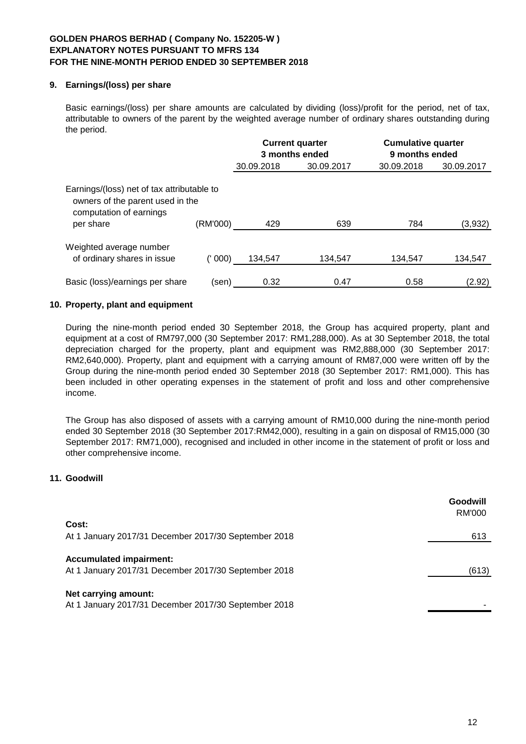**GOLDEN PHAROS BERHAD ( Company No. 152205-W )**
**EXPLANATORY NOTES PURSUANT TO MFRS 134**
**FOR THE NINE-MONTH PERIOD ENDED 30 SEPTEMBER 2018**

## 9. Earnings/(loss) per share

Basic earnings/(loss) per share amounts are calculated by dividing (loss)/profit for the period, net of tax, attributable to owners of the parent by the weighted average number of ordinary shares outstanding during the period.

| | | Current quarter 3 months ended | | Cumulative quarter 9 months ended | |
|---|---|---|---|---|---|
| | | 30.09.2018 | 30.09.2017 | 30.09.2018 | 30.09.2017 |
| Earnings/(loss) net of tax attributable to owners of the parent used in the computation of earnings per share | (RM'000) | 429 | 639 | 784 | (3,932) |
| Weighted average number of ordinary shares in issue | (' 000) | 134,547 | 134,547 | 134,547 | 134,547 |
| Basic (loss)/earnings per share | (sen) | 0.32 | 0.47 | 0.58 | (2.92) |

## 10. Property, plant and equipment

During the nine-month period ended 30 September 2018, the Group has acquired property, plant and equipment at a cost of RM797,000 (30 September 2017: RM1,288,000). As at 30 September 2018, the total depreciation charged for the property, plant and equipment was RM2,888,000 (30 September 2017: RM2,640,000). Property, plant and equipment with a carrying amount of RM87,000 were written off by the Group during the nine-month period ended 30 September 2018 (30 September 2017: RM1,000). This has been included in other operating expenses in the statement of profit and loss and other comprehensive income.

The Group has also disposed of assets with a carrying amount of RM10,000 during the nine-month period ended 30 September 2018 (30 September 2017:RM42,000), resulting in a gain on disposal of RM15,000 (30 September 2017: RM71,000), recognised and included in other income in the statement of profit or loss and other comprehensive income.

## 11. Goodwill

| | Goodwill RM'000 |
|---|---|
| **Cost:** | |
| At 1 January 2017/31 December 2017/30 September 2018 | 613 |
| **Accumulated impairment:** | |
| At 1 January 2017/31 December 2017/30 September 2018 | (613) |
| **Net carrying amount:** | |
| At 1 January 2017/31 December 2017/30 September 2018 | - |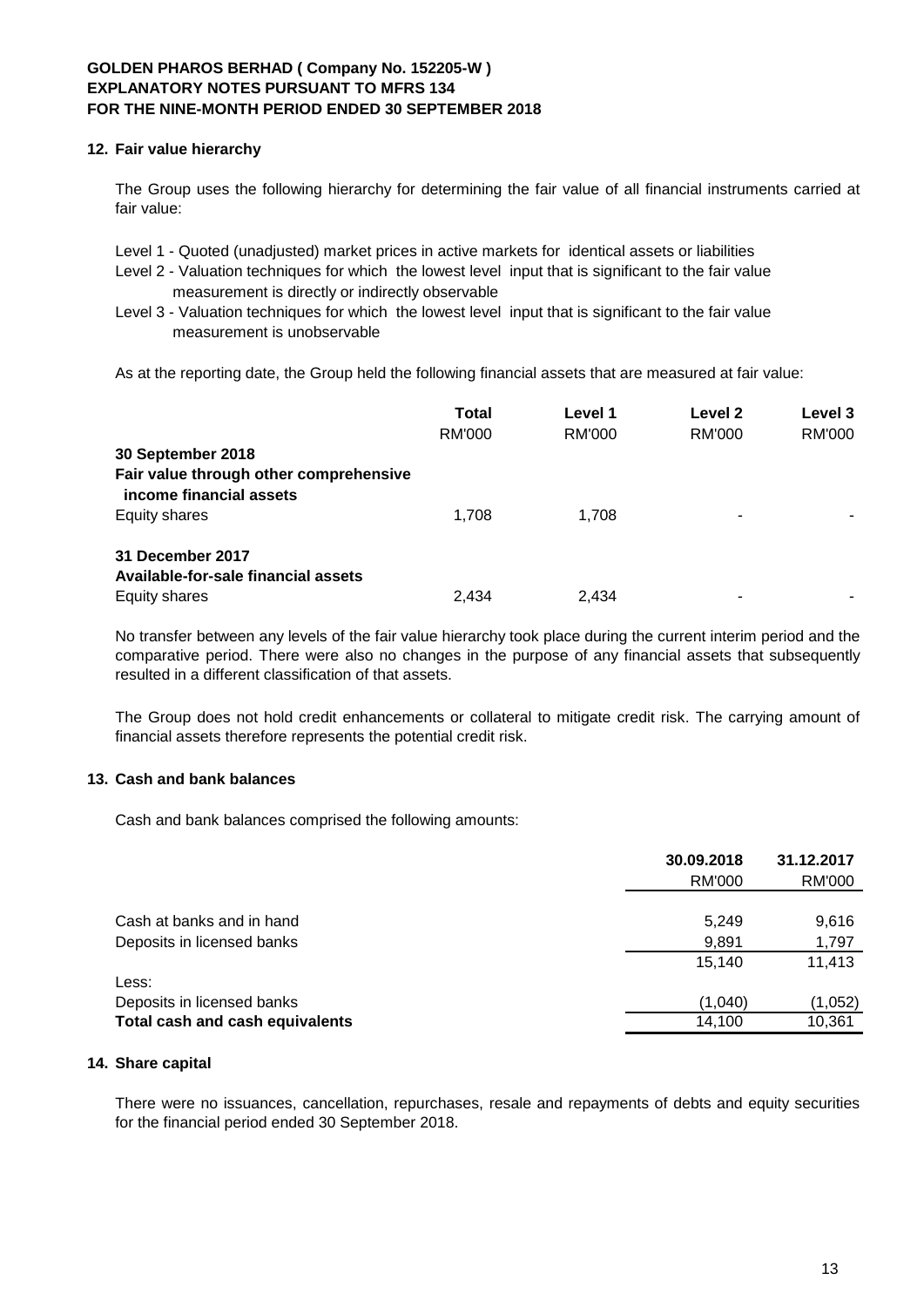**GOLDEN PHAROS BERHAD ( Company No. 152205-W )**
**EXPLANATORY NOTES PURSUANT TO MFRS 134**
**FOR THE NINE-MONTH PERIOD ENDED 30 SEPTEMBER 2018**

## 12. Fair value hierarchy

The Group uses the following hierarchy for determining the fair value of all financial instruments carried at fair value:

Level 1 - Quoted (unadjusted) market prices in active markets for identical assets or liabilities
Level 2 - Valuation techniques for which the lowest level input that is significant to the fair value measurement is directly or indirectly observable
Level 3 - Valuation techniques for which the lowest level input that is significant to the fair value measurement is unobservable

As at the reporting date, the Group held the following financial assets that are measured at fair value:

| | Total | Level 1 | Level 2 | Level 3 |
|---|---|---|---|---|
| | RM'000 | RM'000 | RM'000 | RM'000 |
| **30 September 2018** | | | | |
| **Fair value through other comprehensive income financial assets** | | | | |
| Equity shares | 1,708 | 1,708 | - | - |
| **31 December 2017** | | | | |
| **Available-for-sale financial assets** | | | | |
| Equity shares | 2,434 | 2,434 | - | - |

No transfer between any levels of the fair value hierarchy took place during the current interim period and the comparative period. There were also no changes in the purpose of any financial assets that subsequently resulted in a different classification of that assets.

The Group does not hold credit enhancements or collateral to mitigate credit risk. The carrying amount of financial assets therefore represents the potential credit risk.

## 13. Cash and bank balances

Cash and bank balances comprised the following amounts:

| | 30.09.2018 | 31.12.2017 |
|---|---|---|
| | RM'000 | RM'000 |
| Cash at banks and in hand | 5,249 | 9,616 |
| Deposits in licensed banks | 9,891 | 1,797 |
| | 15,140 | 11,413 |
| Less: | | |
| Deposits in licensed banks | (1,040) | (1,052) |
| **Total cash and cash equivalents** | 14,100 | 10,361 |

## 14. Share capital

There were no issuances, cancellation, repurchases, resale and repayments of debts and equity securities for the financial period ended 30 September 2018.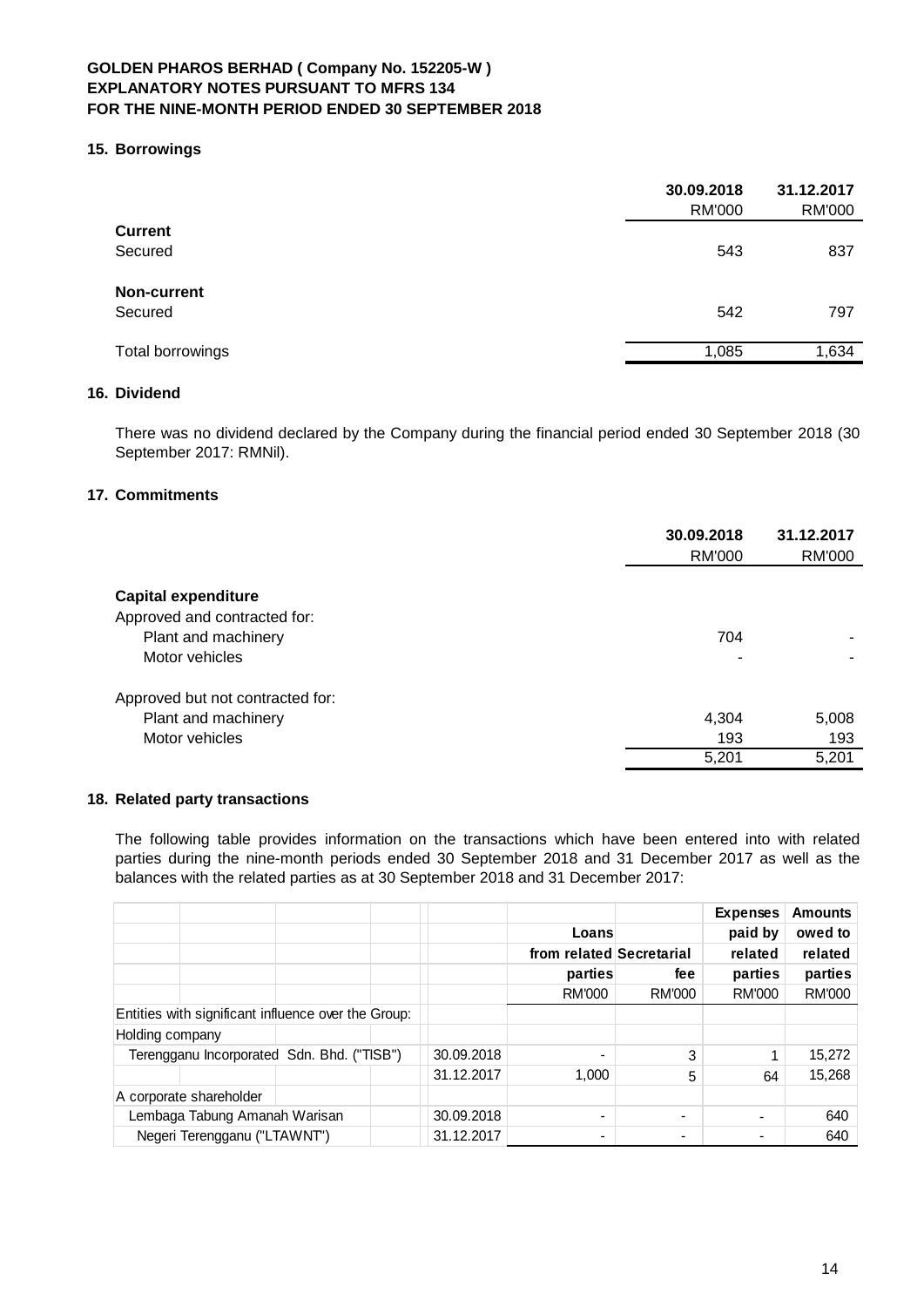**GOLDEN PHAROS BERHAD ( Company No. 152205-W )**
**EXPLANATORY NOTES PURSUANT TO MFRS 134**
**FOR THE NINE-MONTH PERIOD ENDED 30 SEPTEMBER 2018**

## 15. Borrowings

| | 30.09.2018 RM'000 | 31.12.2017 RM'000 |
|---|---|---|
| **Current** | | |
| Secured | 543 | 837 |
| **Non-current** | | |
| Secured | 542 | 797 |
| Total borrowings | 1,085 | 1,634 |

## 16. Dividend

There was no dividend declared by the Company during the financial period ended 30 September 2018 (30 September 2017: RMNil).

## 17. Commitments

| | 30.09.2018 RM'000 | 31.12.2017 RM'000 |
|---|---|---|
| **Capital expenditure** | | |
| Approved and contracted for: | | |
| Plant and machinery | 704 | - |
| Motor vehicles | - | - |
| Approved but not contracted for: | | |
| Plant and machinery | 4,304 | 5,008 |
| Motor vehicles | 193 | 193 |
| | 5,201 | 5,201 |

## 18. Related party transactions

The following table provides information on the transactions which have been entered into with related parties during the nine-month periods ended 30 September 2018 and 31 December 2017 as well as the balances with the related parties as at 30 September 2018 and 31 December 2017:

| | | Loans from related parties RM'000 | Secretarial fee RM'000 | Expenses paid by related parties RM'000 | Amounts owed to related parties RM'000 |
|---|---|---|---|---|---|
| Entities with significant influence over the Group: | | | | | |
| Holding company | | | | | |
| Terengganu Incorporated Sdn. Bhd. ("TISB") | 30.09.2018 | - | 3 | 1 | 15,272 |
| | 31.12.2017 | 1,000 | 5 | 64 | 15,268 |
| A corporate shareholder | | | | | |
| Lembaga Tabung Amanah Warisan | 30.09.2018 | - | - | - | 640 |
| Negeri Terengganu ("LTAWNT") | 31.12.2017 | - | - | - | 640 |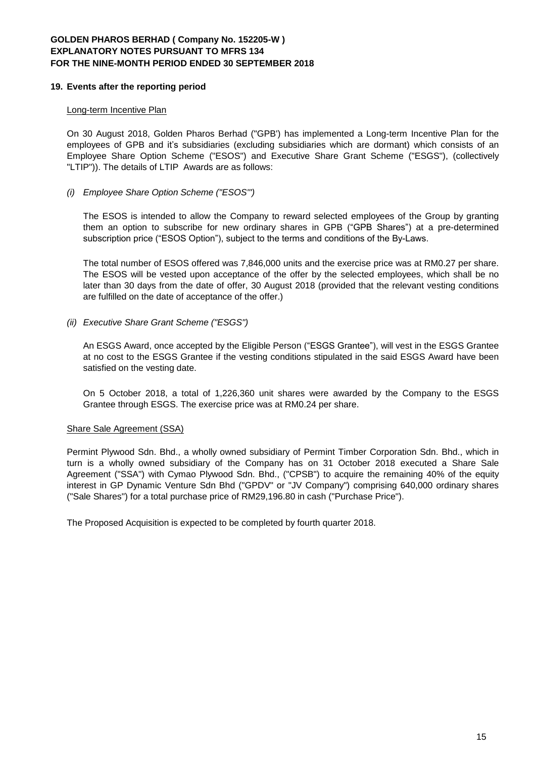**GOLDEN PHAROS BERHAD ( Company No. 152205-W )**
**EXPLANATORY NOTES PURSUANT TO MFRS 134**
**FOR THE NINE-MONTH PERIOD ENDED 30 SEPTEMBER 2018**

## 19. Events after the reporting period

Long-term Incentive Plan

On 30 August 2018, Golden Pharos Berhad ("GPB') has implemented a Long-term Incentive Plan for the employees of GPB and it's subsidiaries (excluding subsidiaries which are dormant) which consists of an Employee Share Option Scheme ("ESOS") and Executive Share Grant Scheme ("ESGS"), (collectively "LTIP")). The details of LTIP Awards are as follows:

*(i) Employee Share Option Scheme ("ESOS'")*

The ESOS is intended to allow the Company to reward selected employees of the Group by granting them an option to subscribe for new ordinary shares in GPB ("GPB Shares") at a pre-determined subscription price ("ESOS Option"), subject to the terms and conditions of the By-Laws.

The total number of ESOS offered was 7,846,000 units and the exercise price was at RM0.27 per share. The ESOS will be vested upon acceptance of the offer by the selected employees, which shall be no later than 30 days from the date of offer, 30 August 2018 (provided that the relevant vesting conditions are fulfilled on the date of acceptance of the offer.)

*(ii) Executive Share Grant Scheme ("ESGS")*

An ESGS Award, once accepted by the Eligible Person ("ESGS Grantee"), will vest in the ESGS Grantee at no cost to the ESGS Grantee if the vesting conditions stipulated in the said ESGS Award have been satisfied on the vesting date.

On 5 October 2018, a total of 1,226,360 unit shares were awarded by the Company to the ESGS Grantee through ESGS. The exercise price was at RM0.24 per share.

Share Sale Agreement (SSA)

Permint Plywood Sdn. Bhd., a wholly owned subsidiary of Permint Timber Corporation Sdn. Bhd., which in turn is a wholly owned subsidiary of the Company has on 31 October 2018 executed a Share Sale Agreement ("SSA") with Cymao Plywood Sdn. Bhd., ("CPSB") to acquire the remaining 40% of the equity interest in GP Dynamic Venture Sdn Bhd ("GPDV" or "JV Company") comprising 640,000 ordinary shares ("Sale Shares") for a total purchase price of RM29,196.80 in cash ("Purchase Price").

The Proposed Acquisition is expected to be completed by fourth quarter 2018.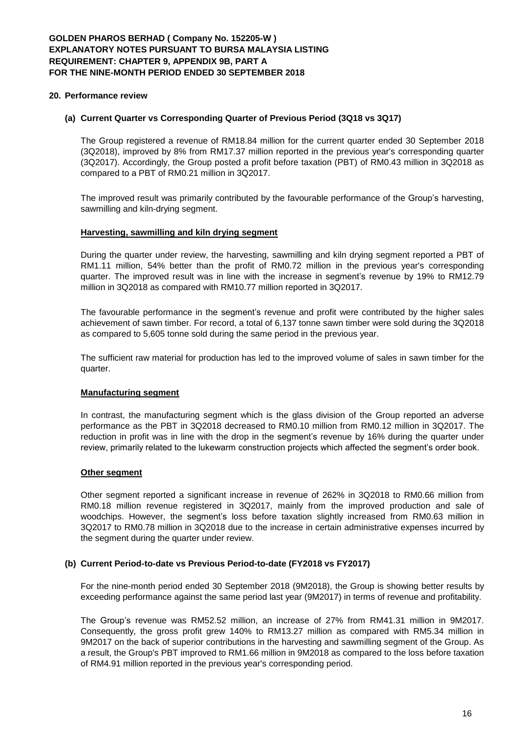## 20. Performance review

### (a) Current Quarter vs Corresponding Quarter of Previous Period (3Q18 vs 3Q17)

The Group registered a revenue of RM18.84 million for the current quarter ended 30 September 2018 (3Q2018), improved by 8% from RM17.37 million reported in the previous year's corresponding quarter (3Q2017). Accordingly, the Group posted a profit before taxation (PBT) of RM0.43 million in 3Q2018 as compared to a PBT of RM0.21 million in 3Q2017.

The improved result was primarily contributed by the favourable performance of the Group's harvesting, sawmilling and kiln-drying segment.

**Harvesting, sawmilling and kiln drying segment**

During the quarter under review, the harvesting, sawmilling and kiln drying segment reported a PBT of RM1.11 million, 54% better than the profit of RM0.72 million in the previous year's corresponding quarter. The improved result was in line with the increase in segment's revenue by 19% to RM12.79 million in 3Q2018 as compared with RM10.77 million reported in 3Q2017.

The favourable performance in the segment's revenue and profit were contributed by the higher sales achievement of sawn timber. For record, a total of 6,137 tonne sawn timber were sold during the 3Q2018 as compared to 5,605 tonne sold during the same period in the previous year.

The sufficient raw material for production has led to the improved volume of sales in sawn timber for the quarter.

**Manufacturing segment**

In contrast, the manufacturing segment which is the glass division of the Group reported an adverse performance as the PBT in 3Q2018 decreased to RM0.10 million from RM0.12 million in 3Q2017. The reduction in profit was in line with the drop in the segment's revenue by 16% during the quarter under review, primarily related to the lukewarm construction projects which affected the segment's order book.

**Other segment**

Other segment reported a significant increase in revenue of 262% in 3Q2018 to RM0.66 million from RM0.18 million revenue registered in 3Q2017, mainly from the improved production and sale of woodchips. However, the segment's loss before taxation slightly increased from RM0.63 million in 3Q2017 to RM0.78 million in 3Q2018 due to the increase in certain administrative expenses incurred by the segment during the quarter under review.

### (b) Current Period-to-date vs Previous Period-to-date (FY2018 vs FY2017)

For the nine-month period ended 30 September 2018 (9M2018), the Group is showing better results by exceeding performance against the same period last year (9M2017) in terms of revenue and profitability.

The Group's revenue was RM52.52 million, an increase of 27% from RM41.31 million in 9M2017. Consequently, the gross profit grew 140% to RM13.27 million as compared with RM5.34 million in 9M2017 on the back of superior contributions in the harvesting and sawmilling segment of the Group. As a result, the Group's PBT improved to RM1.66 million in 9M2018 as compared to the loss before taxation of RM4.91 million reported in the previous year's corresponding period.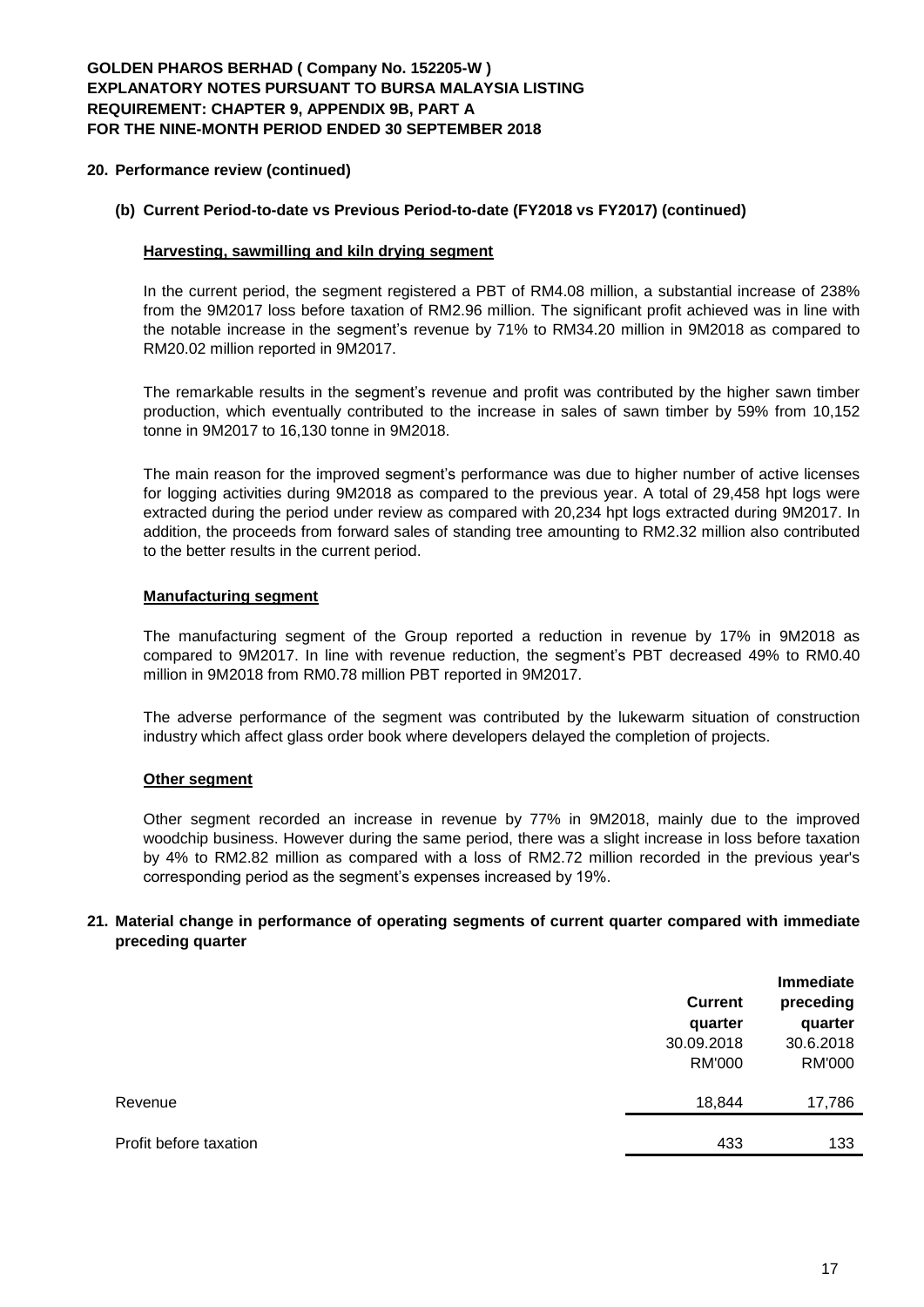## 20. Performance review (continued)

### (b) Current Period-to-date vs Previous Period-to-date (FY2018 vs FY2017) (continued)

**Harvesting, sawmilling and kiln drying segment**

In the current period, the segment registered a PBT of RM4.08 million, a substantial increase of 238% from the 9M2017 loss before taxation of RM2.96 million. The significant profit achieved was in line with the notable increase in the segment's revenue by 71% to RM34.20 million in 9M2018 as compared to RM20.02 million reported in 9M2017.

The remarkable results in the segment's revenue and profit was contributed by the higher sawn timber production, which eventually contributed to the increase in sales of sawn timber by 59% from 10,152 tonne in 9M2017 to 16,130 tonne in 9M2018.

The main reason for the improved segment's performance was due to higher number of active licenses for logging activities during 9M2018 as compared to the previous year. A total of 29,458 hpt logs were extracted during the period under review as compared with 20,234 hpt logs extracted during 9M2017. In addition, the proceeds from forward sales of standing tree amounting to RM2.32 million also contributed to the better results in the current period.

**Manufacturing segment**

The manufacturing segment of the Group reported a reduction in revenue by 17% in 9M2018 as compared to 9M2017. In line with revenue reduction, the segment's PBT decreased 49% to RM0.40 million in 9M2018 from RM0.78 million PBT reported in 9M2017.

The adverse performance of the segment was contributed by the lukewarm situation of construction industry which affect glass order book where developers delayed the completion of projects.

**Other segment**

Other segment recorded an increase in revenue by 77% in 9M2018, mainly due to the improved woodchip business. However during the same period, there was a slight increase in loss before taxation by 4% to RM2.82 million as compared with a loss of RM2.72 million recorded in the previous year's corresponding period as the segment's expenses increased by 19%.

## 21. Material change in performance of operating segments of current quarter compared with immediate preceding quarter

| | Current quarter 30.09.2018 RM'000 | Immediate preceding quarter 30.6.2018 RM'000 |
|---|---|---|
| Revenue | 18,844 | 17,786 |
| Profit before taxation | 433 | 133 |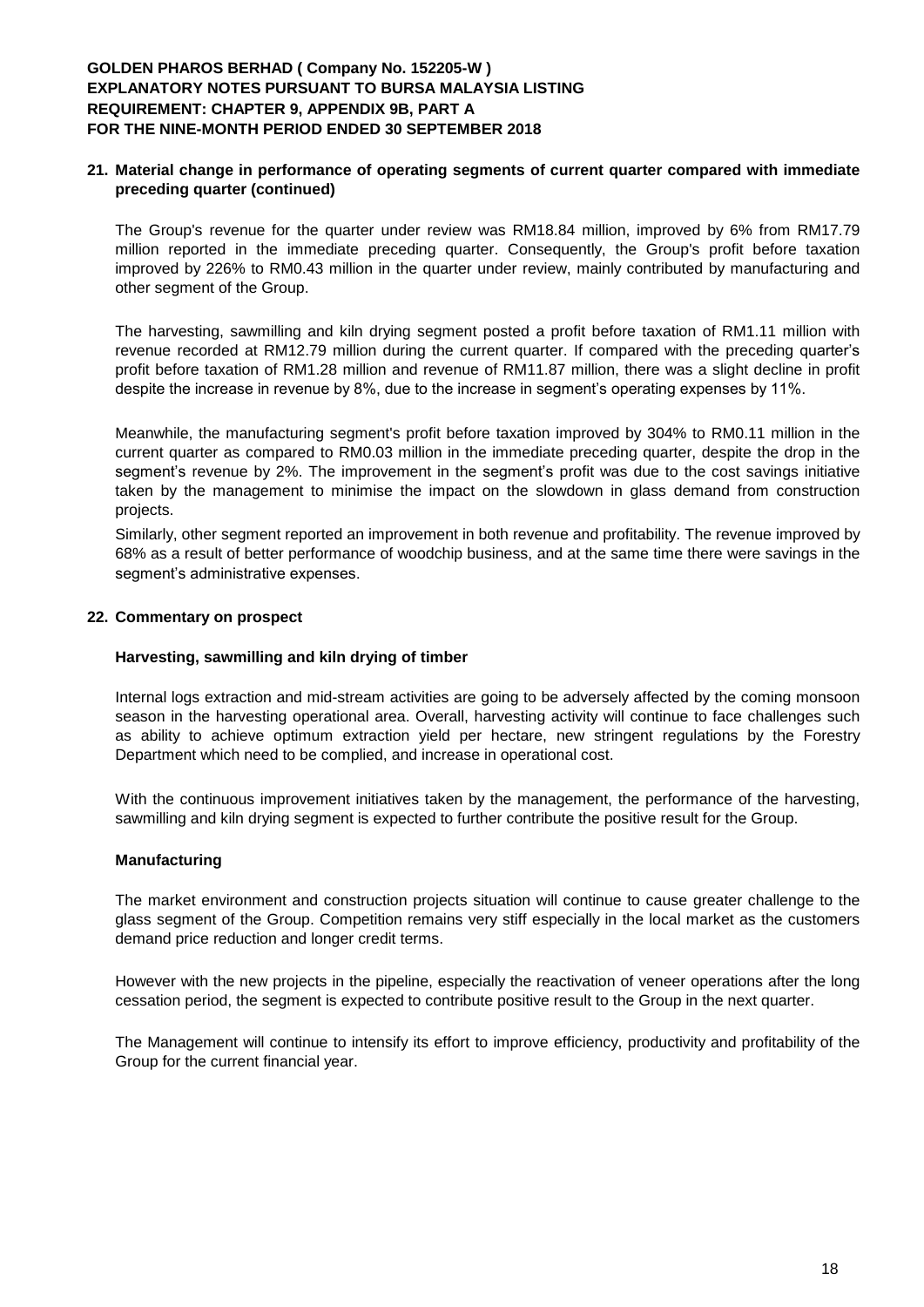## 21. Material change in performance of operating segments of current quarter compared with immediate preceding quarter (continued)

The Group's revenue for the quarter under review was RM18.84 million, improved by 6% from RM17.79 million reported in the immediate preceding quarter. Consequently, the Group's profit before taxation improved by 226% to RM0.43 million in the quarter under review, mainly contributed by manufacturing and other segment of the Group.

The harvesting, sawmilling and kiln drying segment posted a profit before taxation of RM1.11 million with revenue recorded at RM12.79 million during the current quarter. If compared with the preceding quarter's profit before taxation of RM1.28 million and revenue of RM11.87 million, there was a slight decline in profit despite the increase in revenue by 8%, due to the increase in segment's operating expenses by 11%.

Meanwhile, the manufacturing segment's profit before taxation improved by 304% to RM0.11 million in the current quarter as compared to RM0.03 million in the immediate preceding quarter, despite the drop in the segment's revenue by 2%. The improvement in the segment's profit was due to the cost savings initiative taken by the management to minimise the impact on the slowdown in glass demand from construction projects.

Similarly, other segment reported an improvement in both revenue and profitability. The revenue improved by 68% as a result of better performance of woodchip business, and at the same time there were savings in the segment's administrative expenses.

## 22. Commentary on prospect

### Harvesting, sawmilling and kiln drying of timber

Internal logs extraction and mid-stream activities are going to be adversely affected by the coming monsoon season in the harvesting operational area. Overall, harvesting activity will continue to face challenges such as ability to achieve optimum extraction yield per hectare, new stringent regulations by the Forestry Department which need to be complied, and increase in operational cost.

With the continuous improvement initiatives taken by the management, the performance of the harvesting, sawmilling and kiln drying segment is expected to further contribute the positive result for the Group.

### Manufacturing

The market environment and construction projects situation will continue to cause greater challenge to the glass segment of the Group. Competition remains very stiff especially in the local market as the customers demand price reduction and longer credit terms.

However with the new projects in the pipeline, especially the reactivation of veneer operations after the long cessation period, the segment is expected to contribute positive result to the Group in the next quarter.

The Management will continue to intensify its effort to improve efficiency, productivity and profitability of the Group for the current financial year.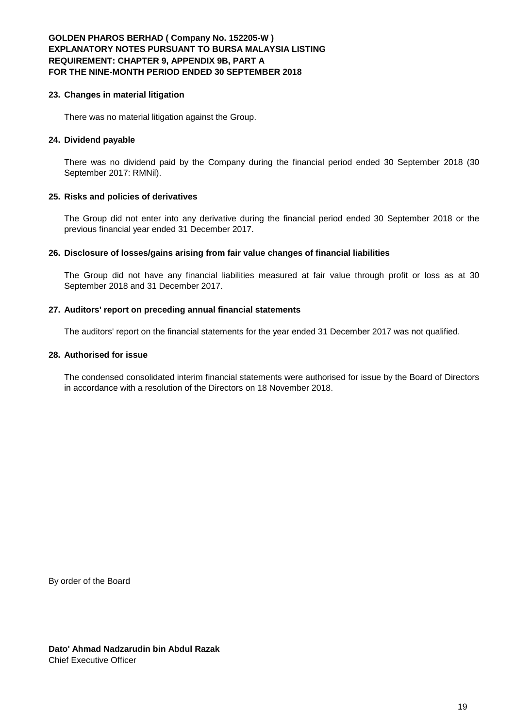**GOLDEN PHAROS BERHAD ( Company No. 152205-W )**
**EXPLANATORY NOTES PURSUANT TO BURSA MALAYSIA LISTING REQUIREMENT: CHAPTER 9, APPENDIX 9B, PART A**
**FOR THE NINE-MONTH PERIOD ENDED 30 SEPTEMBER 2018**

**23. Changes in material litigation**

There was no material litigation against the Group.

**24. Dividend payable**

There was no dividend paid by the Company during the financial period ended 30 September 2018 (30 September 2017: RMNil).

**25. Risks and policies of derivatives**

The Group did not enter into any derivative during the financial period ended 30 September 2018 or the previous financial year ended 31 December 2017.

**26. Disclosure of losses/gains arising from fair value changes of financial liabilities**

The Group did not have any financial liabilities measured at fair value through profit or loss as at 30 September 2018 and 31 December 2017.

**27. Auditors' report on preceding annual financial statements**

The auditors' report on the financial statements for the year ended 31 December 2017 was not qualified.

**28. Authorised for issue**

The condensed consolidated interim financial statements were authorised for issue by the Board of Directors in accordance with a resolution of the Directors on 18 November 2018.

By order of the Board

**Dato' Ahmad Nadzarudin bin Abdul Razak**
Chief Executive Officer